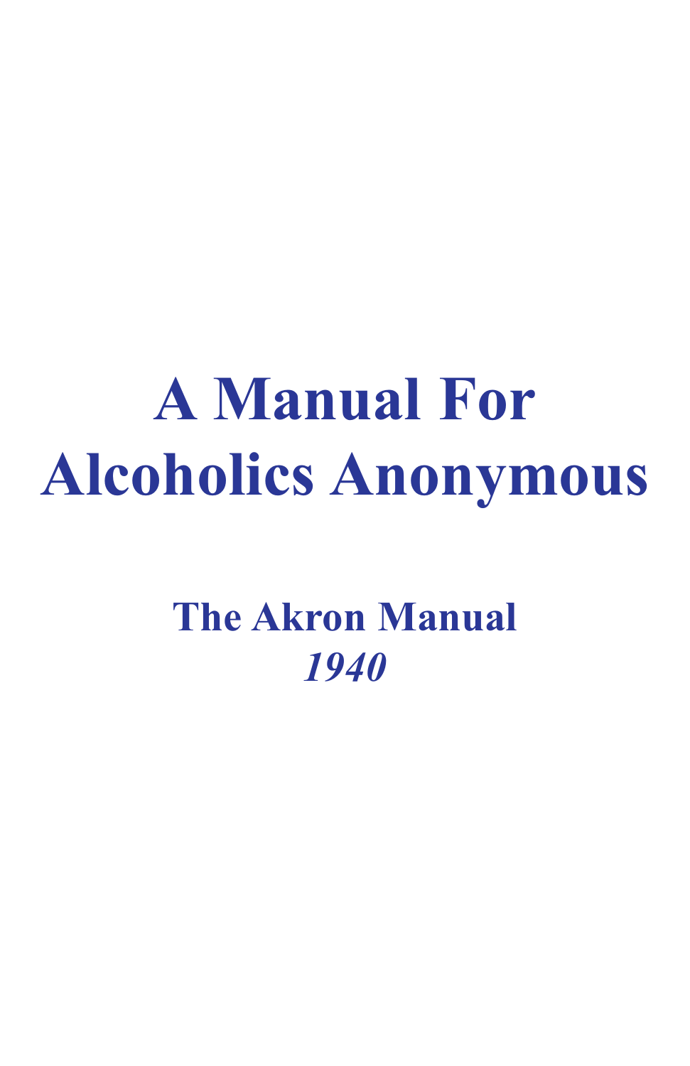# A Manual For Alcoholics Anonymous

## The Akron Manual

*1940*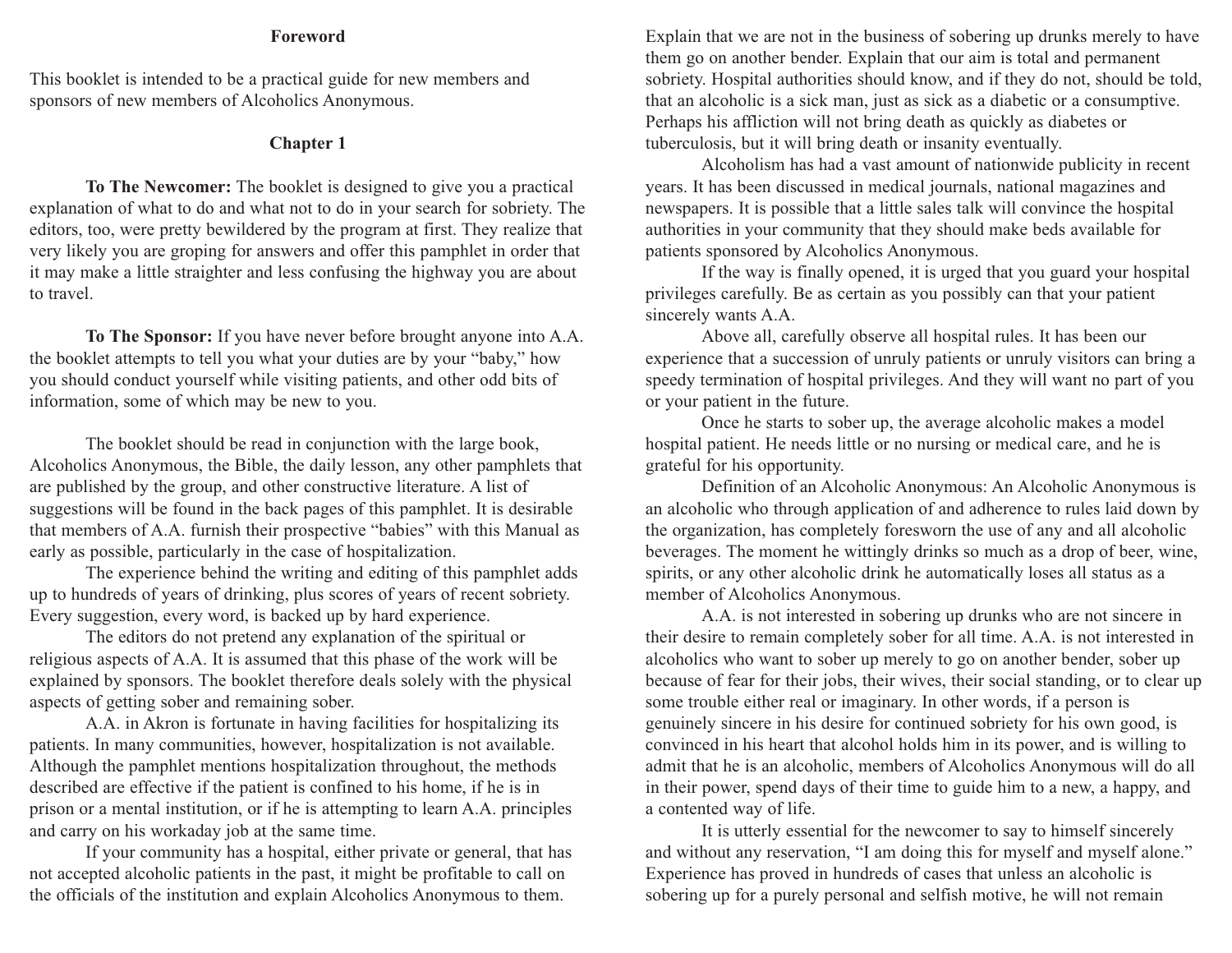## Foreword

This booklet is intended to be a practical guide for new members and sponsors of new members of Alcoholics Anonymous.

## Chapter 1

**To The Newcomer:** The booklet is designed to give you a practical explanation of what to do and what not to do in your search for sobriety. The editors, too, were pretty bewildered by the program at first. They realize that very likely you are groping for answers and offer this pamphlet in order that it may make a little straighter and less confusing the highway you are about to travel.

**To The Sponsor:** If you have never before brought anyone into A.A. the booklet attempts to tell you what your duties are by your "baby," how you should conduct yourself while visiting patients, and other odd bits of information, some of which may be new to you.

The booklet should be read in conjunction with the large book, Alcoholics Anonymous, the Bible, the daily lesson, any other pamphlets that are published by the group, and other constructive literature. A list of suggestions will be found in the back pages of this pamphlet. It is desirable that members of A.A. furnish their prospective "babies" with this Manual as early as possible, particularly in the case of hospitalization.

The experience behind the writing and editing of this pamphlet adds up to hundreds of years of drinking, plus scores of years of recent sobriety. Every suggestion, every word, is backed up by hard experience.

The editors do not pretend any explanation of the spiritual or religious aspects of A.A. It is assumed that this phase of the work will be explained by sponsors. The booklet therefore deals solely with the physical aspects of getting sober and remaining sober.

A.A. in Akron is fortunate in having facilities for hospitalizing its patients. In many communities, however, hospitalization is not available. Although the pamphlet mentions hospitalization throughout, the methods described are effective if the patient is confined to his home, if he is in prison or a mental institution, or if he is attempting to learn A.A. principles and carry on his workaday job at the same time.

If your community has a hospital, either private or general, that has not accepted alcoholic patients in the past, it might be profitable to call on the officials of the institution and explain Alcoholics Anonymous to them. Explain that we are not in the business of sobering up drunks merely to have them go on another bender. Explain that our aim is total and permanent sobriety. Hospital authorities should know, and if they do not, should be told, that an alcoholic is a sick man, just as sick as a diabetic or a consumptive. Perhaps his affliction will not bring death as quickly as diabetes or tuberculosis, but it will bring death or insanity eventually.

Alcoholism has had a vast amount of nationwide publicity in recent years. It has been discussed in medical journals, national magazines and newspapers. It is possible that a little sales talk will convince the hospital authorities in your community that they should make beds available for patients sponsored by Alcoholics Anonymous.

If the way is finally opened, it is urged that you guard your hospital privileges carefully. Be as certain as you possibly can that your patient sincerely wants A.A.

Above all, carefully observe all hospital rules. It has been our experience that a succession of unruly patients or unruly visitors can bring a speedy termination of hospital privileges. And they will want no part of you or your patient in the future.

Once he starts to sober up, the average alcoholic makes a model hospital patient. He needs little or no nursing or medical care, and he is grateful for his opportunity.

Definition of an Alcoholic Anonymous: An Alcoholic Anonymous is an alcoholic who through application of and adherence to rules laid down by the organization, has completely foresworn the use of any and all alcoholic beverages. The moment he wittingly drinks so much as a drop of beer, wine, spirits, or any other alcoholic drink he automatically loses all status as a member of Alcoholics Anonymous.

A.A. is not interested in sobering up drunks who are not sincere in their desire to remain completely sober for all time. A.A. is not interested in alcoholics who want to sober up merely to go on another bender, sober up because of fear for their jobs, their wives, their social standing, or to clear up some trouble either real or imaginary. In other words, if a person is genuinely sincere in his desire for continued sobriety for his own good, is convinced in his heart that alcohol holds him in its power, and is willing to admit that he is an alcoholic, members of Alcoholics Anonymous will do all in their power, spend days of their time to guide him to a new, a happy, and a contented way of life.

It is utterly essential for the newcomer to say to himself sincerely and without any reservation, "I am doing this for myself and myself alone." Experience has proved in hundreds of cases that unless an alcoholic is sobering up for a purely personal and selfish motive, he will not remain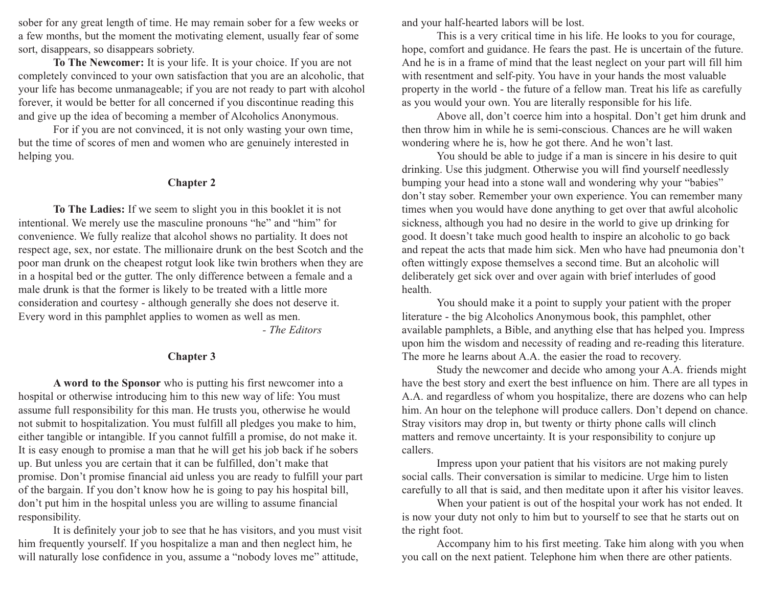sober for any great length of time. He may remain sober for a few weeks or a few months, but the moment the motivating element, usually fear of some sort, disappears, so disappears sobriety.

**To The Newcomer:** It is your life. It is your choice. If you are not completely convinced to your own satisfaction that you are an alcoholic, that your life has become unmanageable; if you are not ready to part with alcohol forever, it would be better for all concerned if you discontinue reading this and give up the idea of becoming a member of Alcoholics Anonymous.

For if you are not convinced, it is not only wasting your own time, but the time of scores of men and women who are genuinely interested in helping you.

## Chapter 2

**To The Ladies:** If we seem to slight you in this booklet it is not intentional. We merely use the masculine pronouns "he" and "him" for convenience. We fully realize that alcohol shows no partiality. It does not respect age, sex, nor estate. The millionaire drunk on the best Scotch and the poor man drunk on the cheapest rotgut look like twin brothers when they are in a hospital bed or the gutter. The only difference between a female and a male drunk is that the former is likely to be treated with a little more consideration and courtesy - although generally she does not deserve it. Every word in this pamphlet applies to women as well as men.

- *The Editors*

## Chapter 3

**A word to the Sponsor** who is putting his first newcomer into a hospital or otherwise introducing him to this new way of life: You must assume full responsibility for this man. He trusts you, otherwise he would not submit to hospitalization. You must fulfill all pledges you make to him, either tangible or intangible. If you cannot fulfill a promise, do not make it. It is easy enough to promise a man that he will get his job back if he sobers up. But unless you are certain that it can be fulfilled, don't make that promise. Don't promise financial aid unless you are ready to fulfill your part of the bargain. If you don't know how he is going to pay his hospital bill, don't put him in the hospital unless you are willing to assume financial responsibility.

It is definitely your job to see that he has visitors, and you must visit him frequently yourself. If you hospitalize a man and then neglect him, he will naturally lose confidence in you, assume a "nobody loves me" attitude, and your half-hearted labors will be lost.

This is a very critical time in his life. He looks to you for courage, hope, comfort and guidance. He fears the past. He is uncertain of the future. And he is in a frame of mind that the least neglect on your part will fill him with resentment and self-pity. You have in your hands the most valuable property in the world - the future of a fellow man. Treat his life as carefully as you would your own. You are literally responsible for his life.

Above all, don't coerce him into a hospital. Don't get him drunk and then throw him in while he is semi-conscious. Chances are he will waken wondering where he is, how he got there. And he won't last.

You should be able to judge if a man is sincere in his desire to quit drinking. Use this judgment. Otherwise you will find yourself needlessly bumping your head into a stone wall and wondering why your "babies" don't stay sober. Remember your own experience. You can remember many times when you would have done anything to get over that awful alcoholic sickness, although you had no desire in the world to give up drinking for good. It doesn't take much good health to inspire an alcoholic to go back and repeat the acts that made him sick. Men who have had pneumonia don't often wittingly expose themselves a second time. But an alcoholic will deliberately get sick over and over again with brief interludes of good health.

You should make it a point to supply your patient with the proper literature - the big Alcoholics Anonymous book, this pamphlet, other available pamphlets, a Bible, and anything else that has helped you. Impress upon him the wisdom and necessity of reading and re-reading this literature. The more he learns about A.A. the easier the road to recovery.

Study the newcomer and decide who among your A.A. friends might have the best story and exert the best influence on him. There are all types in A.A. and regardless of whom you hospitalize, there are dozens who can help him. An hour on the telephone will produce callers. Don't depend on chance. Stray visitors may drop in, but twenty or thirty phone calls will clinch matters and remove uncertainty. It is your responsibility to conjure up callers.

Impress upon your patient that his visitors are not making purely social calls. Their conversation is similar to medicine. Urge him to listen carefully to all that is said, and then meditate upon it after his visitor leaves.

When your patient is out of the hospital your work has not ended. It is now your duty not only to him but to yourself to see that he starts out on the right foot.

Accompany him to his first meeting. Take him along with you when you call on the next patient. Telephone him when there are other patients.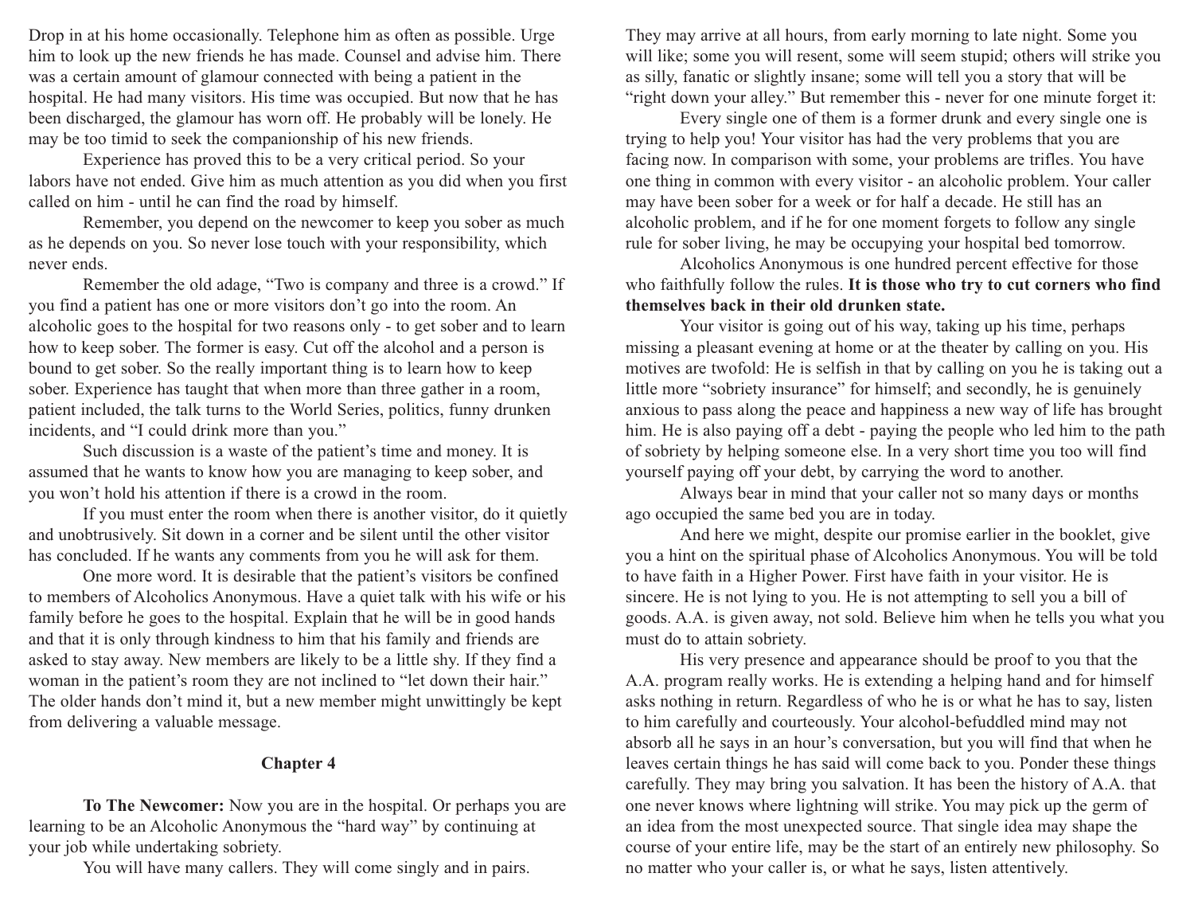Drop in at his home occasionally. Telephone him as often as possible. Urge him to look up the new friends he has made. Counsel and advise him. There was a certain amount of glamour connected with being a patient in the hospital. He had many visitors. His time was occupied. But now that he has been discharged, the glamour has worn off. He probably will be lonely. He may be too timid to seek the companionship of his new friends.

Experience has proved this to be a very critical period. So your labors have not ended. Give him as much attention as you did when you first called on him - until he can find the road by himself.

Remember, you depend on the newcomer to keep you sober as much as he depends on you. So never lose touch with your responsibility, which never ends.

Remember the old adage, "Two is company and three is a crowd." If you find a patient has one or more visitors don't go into the room. An alcoholic goes to the hospital for two reasons only - to get sober and to learn how to keep sober. The former is easy. Cut off the alcohol and a person is bound to get sober. So the really important thing is to learn how to keep sober. Experience has taught that when more than three gather in a room, patient included, the talk turns to the World Series, politics, funny drunken incidents, and "I could drink more than you."

Such discussion is a waste of the patient's time and money. It is assumed that he wants to know how you are managing to keep sober, and you won't hold his attention if there is a crowd in the room.

If you must enter the room when there is another visitor, do it quietly and unobtrusively. Sit down in a corner and be silent until the other visitor has concluded. If he wants any comments from you he will ask for them.

One more word. It is desirable that the patient's visitors be confined to members of Alcoholics Anonymous. Have a quiet talk with his wife or his family before he goes to the hospital. Explain that he will be in good hands and that it is only through kindness to him that his family and friends are asked to stay away. New members are likely to be a little shy. If they find a woman in the patient's room they are not inclined to "let down their hair." The older hands don't mind it, but a new member might unwittingly be kept from delivering a valuable message.

## Chapter 4

**To The Newcomer:** Now you are in the hospital. Or perhaps you are learning to be an Alcoholic Anonymous the "hard way" by continuing at your job while undertaking sobriety.

You will have many callers. They will come singly and in pairs. They may arrive at all hours, from early morning to late night. Some you will like; some you will resent, some will seem stupid; others will strike you as silly, fanatic or slightly insane; some will tell you a story that will be "right down your alley." But remember this - never for one minute forget it:

Every single one of them is a former drunk and every single one is trying to help you! Your visitor has had the very problems that you are facing now. In comparison with some, your problems are trifles. You have one thing in common with every visitor - an alcoholic problem. Your caller may have been sober for a week or for half a decade. He still has an alcoholic problem, and if he for one moment forgets to follow any single rule for sober living, he may be occupying your hospital bed tomorrow.

Alcoholics Anonymous is one hundred percent effective for those who faithfully follow the rules. **It is those who try to cut corners who find themselves back in their old drunken state.**

Your visitor is going out of his way, taking up his time, perhaps missing a pleasant evening at home or at the theater by calling on you. His motives are twofold: He is selfish in that by calling on you he is taking out a little more "sobriety insurance" for himself; and secondly, he is genuinely anxious to pass along the peace and happiness a new way of life has brought him. He is also paying off a debt - paying the people who led him to the path of sobriety by helping someone else. In a very short time you too will find yourself paying off your debt, by carrying the word to another.

Always bear in mind that your caller not so many days or months ago occupied the same bed you are in today.

And here we might, despite our promise earlier in the booklet, give you a hint on the spiritual phase of Alcoholics Anonymous. You will be told to have faith in a Higher Power. First have faith in your visitor. He is sincere. He is not lying to you. He is not attempting to sell you a bill of goods. A.A. is given away, not sold. Believe him when he tells you what you must do to attain sobriety.

His very presence and appearance should be proof to you that the A.A. program really works. He is extending a helping hand and for himself asks nothing in return. Regardless of who he is or what he has to say, listen to him carefully and courteously. Your alcohol-befuddled mind may not absorb all he says in an hour's conversation, but you will find that when he leaves certain things he has said will come back to you. Ponder these things carefully. They may bring you salvation. It has been the history of A.A. that one never knows where lightning will strike. You may pick up the germ of an idea from the most unexpected source. That single idea may shape the course of your entire life, may be the start of an entirely new philosophy. So no matter who your caller is, or what he says, listen attentively.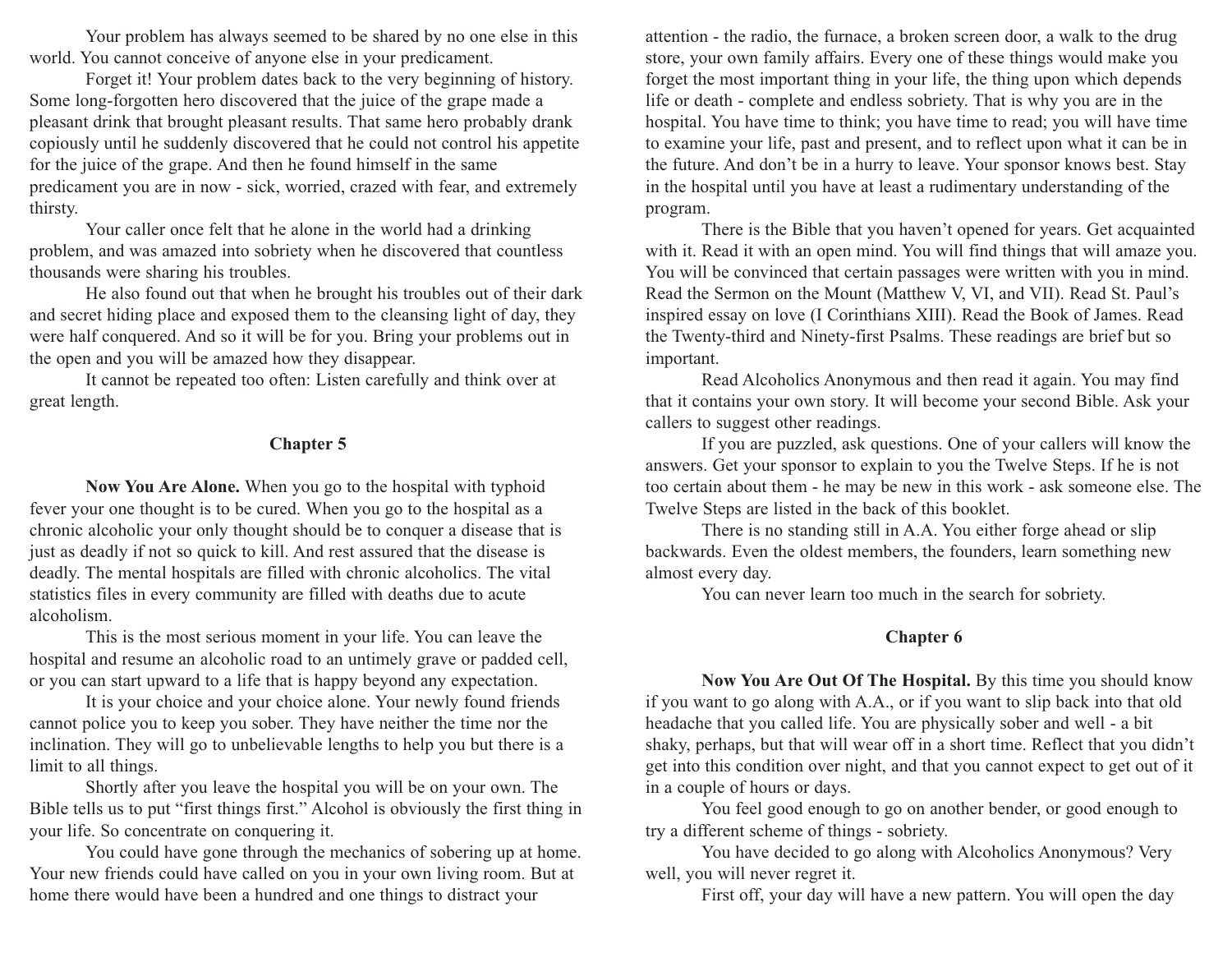Your problem has always seemed to be shared by no one else in this world. You cannot conceive of anyone else in your predicament.

Forget it! Your problem dates back to the very beginning of history. Some long-forgotten hero discovered that the juice of the grape made a pleasant drink that brought pleasant results. That same hero probably drank copiously until he suddenly discovered that he could not control his appetite for the juice of the grape. And then he found himself in the same predicament you are in now - sick, worried, crazed with fear, and extremely thirsty.

Your caller once felt that he alone in the world had a drinking problem, and was amazed into sobriety when he discovered that countless thousands were sharing his troubles.

He also found out that when he brought his troubles out of their dark and secret hiding place and exposed them to the cleansing light of day, they were half conquered. And so it will be for you. Bring your problems out in the open and you will be amazed how they disappear.

It cannot be repeated too often: Listen carefully and think over at great length.

## Chapter 5

**Now You Are Alone.** When you go to the hospital with typhoid fever your one thought is to be cured. When you go to the hospital as a chronic alcoholic your only thought should be to conquer a disease that is just as deadly if not so quick to kill. And rest assured that the disease is deadly. The mental hospitals are filled with chronic alcoholics. The vital statistics files in every community are filled with deaths due to acute alcoholism.

This is the most serious moment in your life. You can leave the hospital and resume an alcoholic road to an untimely grave or padded cell, or you can start upward to a life that is happy beyond any expectation.

It is your choice and your choice alone. Your newly found friends cannot police you to keep you sober. They have neither the time nor the inclination. They will go to unbelievable lengths to help you but there is a limit to all things.

Shortly after you leave the hospital you will be on your own. The Bible tells us to put "first things first." Alcohol is obviously the first thing in your life. So concentrate on conquering it.

You could have gone through the mechanics of sobering up at home. Your new friends could have called on you in your own living room. But at home there would have been a hundred and one things to distract your attention - the radio, the furnace, a broken screen door, a walk to the drug store, your own family affairs. Every one of these things would make you forget the most important thing in your life, the thing upon which depends life or death - complete and endless sobriety. That is why you are in the hospital. You have time to think; you have time to read; you will have time to examine your life, past and present, and to reflect upon what it can be in the future. And don't be in a hurry to leave. Your sponsor knows best. Stay in the hospital until you have at least a rudimentary understanding of the program.

There is the Bible that you haven't opened for years. Get acquainted with it. Read it with an open mind. You will find things that will amaze you. You will be convinced that certain passages were written with you in mind. Read the Sermon on the Mount (Matthew V, VI, and VII). Read St. Paul's inspired essay on love (I Corinthians XIII). Read the Book of James. Read the Twenty-third and Ninety-first Psalms. These readings are brief but so important.

Read Alcoholics Anonymous and then read it again. You may find that it contains your own story. It will become your second Bible. Ask your callers to suggest other readings.

If you are puzzled, ask questions. One of your callers will know the answers. Get your sponsor to explain to you the Twelve Steps. If he is not too certain about them - he may be new in this work - ask someone else. The Twelve Steps are listed in the back of this booklet.

There is no standing still in A.A. You either forge ahead or slip backwards. Even the oldest members, the founders, learn something new almost every day.

You can never learn too much in the search for sobriety.

## Chapter 6

**Now You Are Out Of The Hospital.** By this time you should know if you want to go along with A.A., or if you want to slip back into that old headache that you called life. You are physically sober and well - a bit shaky, perhaps, but that will wear off in a short time. Reflect that you didn't get into this condition over night, and that you cannot expect to get out of it in a couple of hours or days.

You feel good enough to go on another bender, or good enough to try a different scheme of things - sobriety.

You have decided to go along with Alcoholics Anonymous? Very well, you will never regret it.

First off, your day will have a new pattern. You will open the day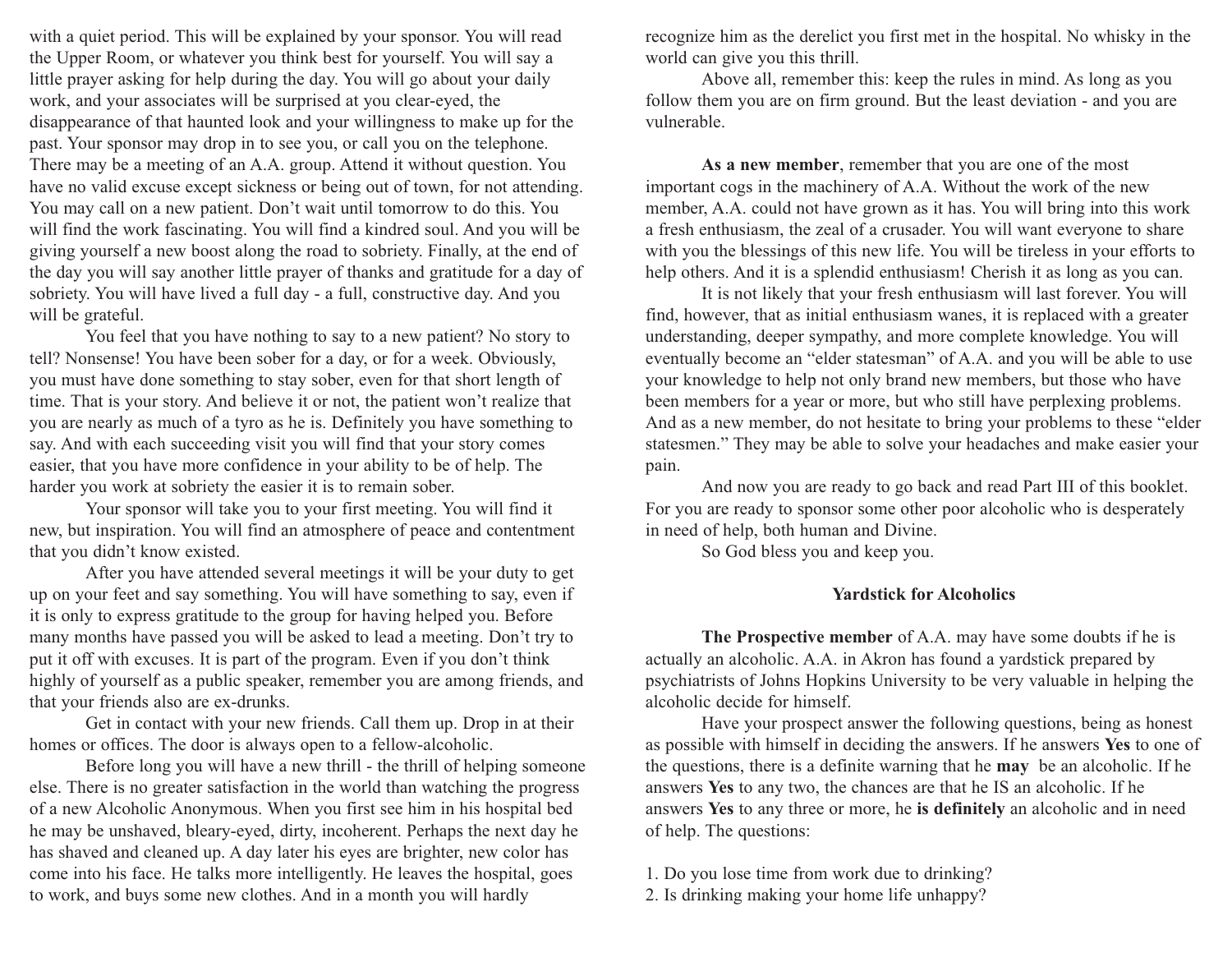with a quiet period. This will be explained by your sponsor. You will read the Upper Room, or whatever you think best for yourself. You will say a little prayer asking for help during the day. You will go about your daily work, and your associates will be surprised at you clear-eyed, the disappearance of that haunted look and your willingness to make up for the past. Your sponsor may drop in to see you, or call you on the telephone. There may be a meeting of an A.A. group. Attend it without question. You have no valid excuse except sickness or being out of town, for not attending. You may call on a new patient. Don't wait until tomorrow to do this. You will find the work fascinating. You will find a kindred soul. And you will be giving yourself a new boost along the road to sobriety. Finally, at the end of the day you will say another little prayer of thanks and gratitude for a day of sobriety. You will have lived a full day - a full, constructive day. And you will be grateful.

You feel that you have nothing to say to a new patient? No story to tell? Nonsense! You have been sober for a day, or for a week. Obviously, you must have done something to stay sober, even for that short length of time. That is your story. And believe it or not, the patient won't realize that you are nearly as much of a tyro as he is. Definitely you have something to say. And with each succeeding visit you will find that your story comes easier, that you have more confidence in your ability to be of help. The harder you work at sobriety the easier it is to remain sober.

Your sponsor will take you to your first meeting. You will find it new, but inspiration. You will find an atmosphere of peace and contentment that you didn't know existed.

After you have attended several meetings it will be your duty to get up on your feet and say something. You will have something to say, even if it is only to express gratitude to the group for having helped you. Before many months have passed you will be asked to lead a meeting. Don't try to put it off with excuses. It is part of the program. Even if you don't think highly of yourself as a public speaker, remember you are among friends, and that your friends also are ex-drunks.

Get in contact with your new friends. Call them up. Drop in at their homes or offices. The door is always open to a fellow-alcoholic.

Before long you will have a new thrill - the thrill of helping someone else. There is no greater satisfaction in the world than watching the progress of a new Alcoholic Anonymous. When you first see him in his hospital bed he may be unshaved, bleary-eyed, dirty, incoherent. Perhaps the next day he has shaved and cleaned up. A day later his eyes are brighter, new color has come into his face. He talks more intelligently. He leaves the hospital, goes to work, and buys some new clothes. And in a month you will hardly recognize him as the derelict you first met in the hospital. No whisky in the world can give you this thrill.

Above all, remember this: keep the rules in mind. As long as you follow them you are on firm ground. But the least deviation - and you are vulnerable.

**As a new member**, remember that you are one of the most important cogs in the machinery of A.A. Without the work of the new member, A.A. could not have grown as it has. You will bring into this work a fresh enthusiasm, the zeal of a crusader. You will want everyone to share with you the blessings of this new life. You will be tireless in your efforts to help others. And it is a splendid enthusiasm! Cherish it as long as you can.

It is not likely that your fresh enthusiasm will last forever. You will find, however, that as initial enthusiasm wanes, it is replaced with a greater understanding, deeper sympathy, and more complete knowledge. You will eventually become an "elder statesman" of A.A. and you will be able to use your knowledge to help not only brand new members, but those who have been members for a year or more, but who still have perplexing problems. And as a new member, do not hesitate to bring your problems to these "elder statesmen." They may be able to solve your headaches and make easier your pain.

And now you are ready to go back and read Part III of this booklet. For you are ready to sponsor some other poor alcoholic who is desperately in need of help, both human and Divine.

So God bless you and keep you.

### Yardstick for Alcoholics

**The Prospective member** of A.A. may have some doubts if he is actually an alcoholic. A.A. in Akron has found a yardstick prepared by psychiatrists of Johns Hopkins University to be very valuable in helping the alcoholic decide for himself.

Have your prospect answer the following questions, being as honest as possible with himself in deciding the answers. If he answers **Yes** to one of the questions, there is a definite warning that he **may** be an alcoholic. If he answers **Yes** to any two, the chances are that he IS an alcoholic. If he answers **Yes** to any three or more, he **is definitely** an alcoholic and in need of help. The questions:

1. Do you lose time from work due to drinking?
2. Is drinking making your home life unhappy?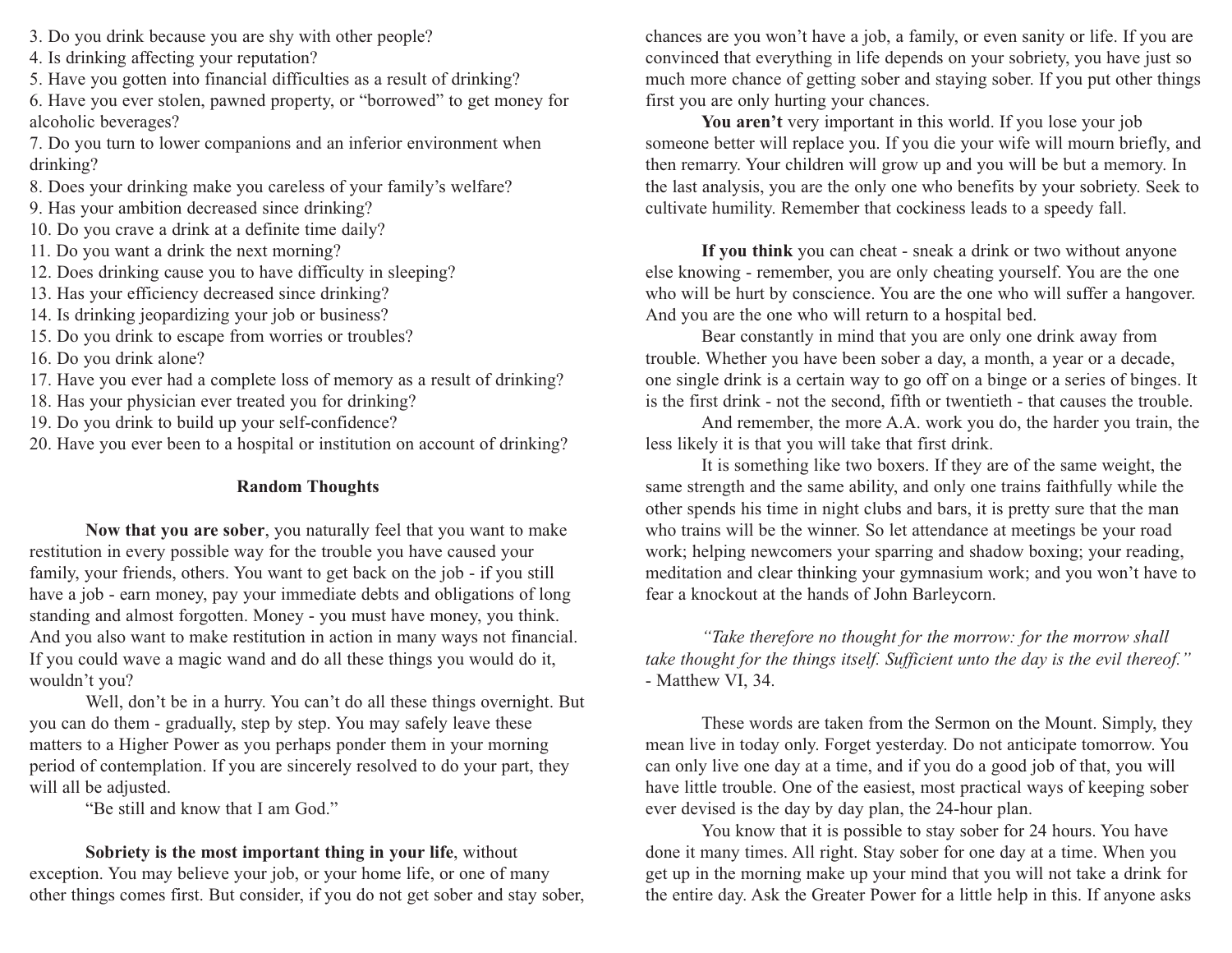3. Do you drink because you are shy with other people?
4. Is drinking affecting your reputation?
5. Have you gotten into financial difficulties as a result of drinking?
6. Have you ever stolen, pawned property, or "borrowed" to get money for alcoholic beverages?
7. Do you turn to lower companions and an inferior environment when drinking?
8. Does your drinking make you careless of your family's welfare?
9. Has your ambition decreased since drinking?
10. Do you crave a drink at a definite time daily?
11. Do you want a drink the next morning?
12. Does drinking cause you to have difficulty in sleeping?
13. Has your efficiency decreased since drinking?
14. Is drinking jeopardizing your job or business?
15. Do you drink to escape from worries or troubles?
16. Do you drink alone?
17. Have you ever had a complete loss of memory as a result of drinking?
18. Has your physician ever treated you for drinking?
19. Do you drink to build up your self-confidence?
20. Have you ever been to a hospital or institution on account of drinking?

## Random Thoughts

**Now that you are sober**, you naturally feel that you want to make restitution in every possible way for the trouble you have caused your family, your friends, others. You want to get back on the job - if you still have a job - earn money, pay your immediate debts and obligations of long standing and almost forgotten. Money - you must have money, you think. And you also want to make restitution in action in many ways not financial. If you could wave a magic wand and do all these things you would do it, wouldn't you?

Well, don't be in a hurry. You can't do all these things overnight. But you can do them - gradually, step by step. You may safely leave these matters to a Higher Power as you perhaps ponder them in your morning period of contemplation. If you are sincerely resolved to do your part, they will all be adjusted.

"Be still and know that I am God."

**Sobriety is the most important thing in your life**, without exception. You may believe your job, or your home life, or one of many other things comes first. But consider, if you do not get sober and stay sober, chances are you won't have a job, a family, or even sanity or life. If you are convinced that everything in life depends on your sobriety, you have just so much more chance of getting sober and staying sober. If you put other things first you are only hurting your chances.

**You aren't** very important in this world. If you lose your job someone better will replace you. If you die your wife will mourn briefly, and then remarry. Your children will grow up and you will be but a memory. In the last analysis, you are the only one who benefits by your sobriety. Seek to cultivate humility. Remember that cockiness leads to a speedy fall.

**If you think** you can cheat - sneak a drink or two without anyone else knowing - remember, you are only cheating yourself. You are the one who will be hurt by conscience. You are the one who will suffer a hangover. And you are the one who will return to a hospital bed.

Bear constantly in mind that you are only one drink away from trouble. Whether you have been sober a day, a month, a year or a decade, one single drink is a certain way to go off on a binge or a series of binges. It is the first drink - not the second, fifth or twentieth - that causes the trouble.

And remember, the more A.A. work you do, the harder you train, the less likely it is that you will take that first drink.

It is something like two boxers. If they are of the same weight, the same strength and the same ability, and only one trains faithfully while the other spends his time in night clubs and bars, it is pretty sure that the man who trains will be the winner. So let attendance at meetings be your road work; helping newcomers your sparring and shadow boxing; your reading, meditation and clear thinking your gymnasium work; and you won't have to fear a knockout at the hands of John Barleycorn.

*"Take therefore no thought for the morrow: for the morrow shall take thought for the things itself. Sufficient unto the day is the evil thereof."* - Matthew VI, 34.

These words are taken from the Sermon on the Mount. Simply, they mean live in today only. Forget yesterday. Do not anticipate tomorrow. You can only live one day at a time, and if you do a good job of that, you will have little trouble. One of the easiest, most practical ways of keeping sober ever devised is the day by day plan, the 24-hour plan.

You know that it is possible to stay sober for 24 hours. You have done it many times. All right. Stay sober for one day at a time. When you get up in the morning make up your mind that you will not take a drink for the entire day. Ask the Greater Power for a little help in this. If anyone asks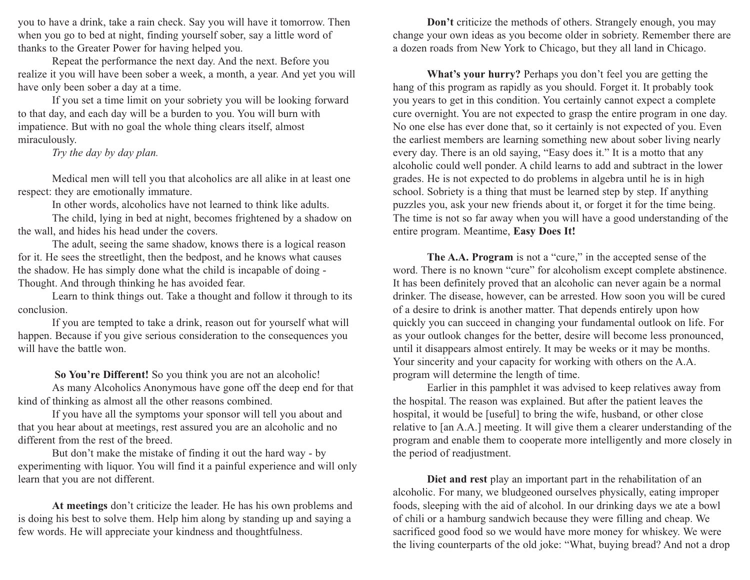you to have a drink, take a rain check. Say you will have it tomorrow. Then when you go to bed at night, finding yourself sober, say a little word of thanks to the Greater Power for having helped you.

Repeat the performance the next day. And the next. Before you realize it you will have been sober a week, a month, a year. And yet you will have only been sober a day at a time.

If you set a time limit on your sobriety you will be looking forward to that day, and each day will be a burden to you. You will burn with impatience. But with no goal the whole thing clears itself, almost miraculously.

*Try the day by day plan.*

Medical men will tell you that alcoholics are all alike in at least one respect: they are emotionally immature.

In other words, alcoholics have not learned to think like adults.

The child, lying in bed at night, becomes frightened by a shadow on the wall, and hides his head under the covers.

The adult, seeing the same shadow, knows there is a logical reason for it. He sees the streetlight, then the bedpost, and he knows what causes the shadow. He has simply done what the child is incapable of doing - Thought. And through thinking he has avoided fear.

Learn to think things out. Take a thought and follow it through to its conclusion.

If you are tempted to take a drink, reason out for yourself what will happen. Because if you give serious consideration to the consequences you will have the battle won.

**So You're Different!** So you think you are not an alcoholic!

As many Alcoholics Anonymous have gone off the deep end for that kind of thinking as almost all the other reasons combined.

If you have all the symptoms your sponsor will tell you about and that you hear about at meetings, rest assured you are an alcoholic and no different from the rest of the breed.

But don't make the mistake of finding it out the hard way - by experimenting with liquor. You will find it a painful experience and will only learn that you are not different.

**At meetings** don't criticize the leader. He has his own problems and is doing his best to solve them. Help him along by standing up and saying a few words. He will appreciate your kindness and thoughtfulness.

**Don't** criticize the methods of others. Strangely enough, you may change your own ideas as you become older in sobriety. Remember there are a dozen roads from New York to Chicago, but they all land in Chicago.

**What's your hurry?** Perhaps you don't feel you are getting the hang of this program as rapidly as you should. Forget it. It probably took you years to get in this condition. You certainly cannot expect a complete cure overnight. You are not expected to grasp the entire program in one day. No one else has ever done that, so it certainly is not expected of you. Even the earliest members are learning something new about sober living nearly every day. There is an old saying, "Easy does it." It is a motto that any alcoholic could well ponder. A child learns to add and subtract in the lower grades. He is not expected to do problems in algebra until he is in high school. Sobriety is a thing that must be learned step by step. If anything puzzles you, ask your new friends about it, or forget it for the time being. The time is not so far away when you will have a good understanding of the entire program. Meantime, **Easy Does It!**

**The A.A. Program** is not a "cure," in the accepted sense of the word. There is no known "cure" for alcoholism except complete abstinence. It has been definitely proved that an alcoholic can never again be a normal drinker. The disease, however, can be arrested. How soon you will be cured of a desire to drink is another matter. That depends entirely upon how quickly you can succeed in changing your fundamental outlook on life. For as your outlook changes for the better, desire will become less pronounced, until it disappears almost entirely. It may be weeks or it may be months. Your sincerity and your capacity for working with others on the A.A. program will determine the length of time.

Earlier in this pamphlet it was advised to keep relatives away from the hospital. The reason was explained. But after the patient leaves the hospital, it would be [useful] to bring the wife, husband, or other close relative to [an A.A.] meeting. It will give them a clearer understanding of the program and enable them to cooperate more intelligently and more closely in the period of readjustment.

**Diet and rest** play an important part in the rehabilitation of an alcoholic. For many, we bludgeoned ourselves physically, eating improper foods, sleeping with the aid of alcohol. In our drinking days we ate a bowl of chili or a hamburg sandwich because they were filling and cheap. We sacrificed good food so we would have more money for whiskey. We were the living counterparts of the old joke: "What, buying bread? And not a drop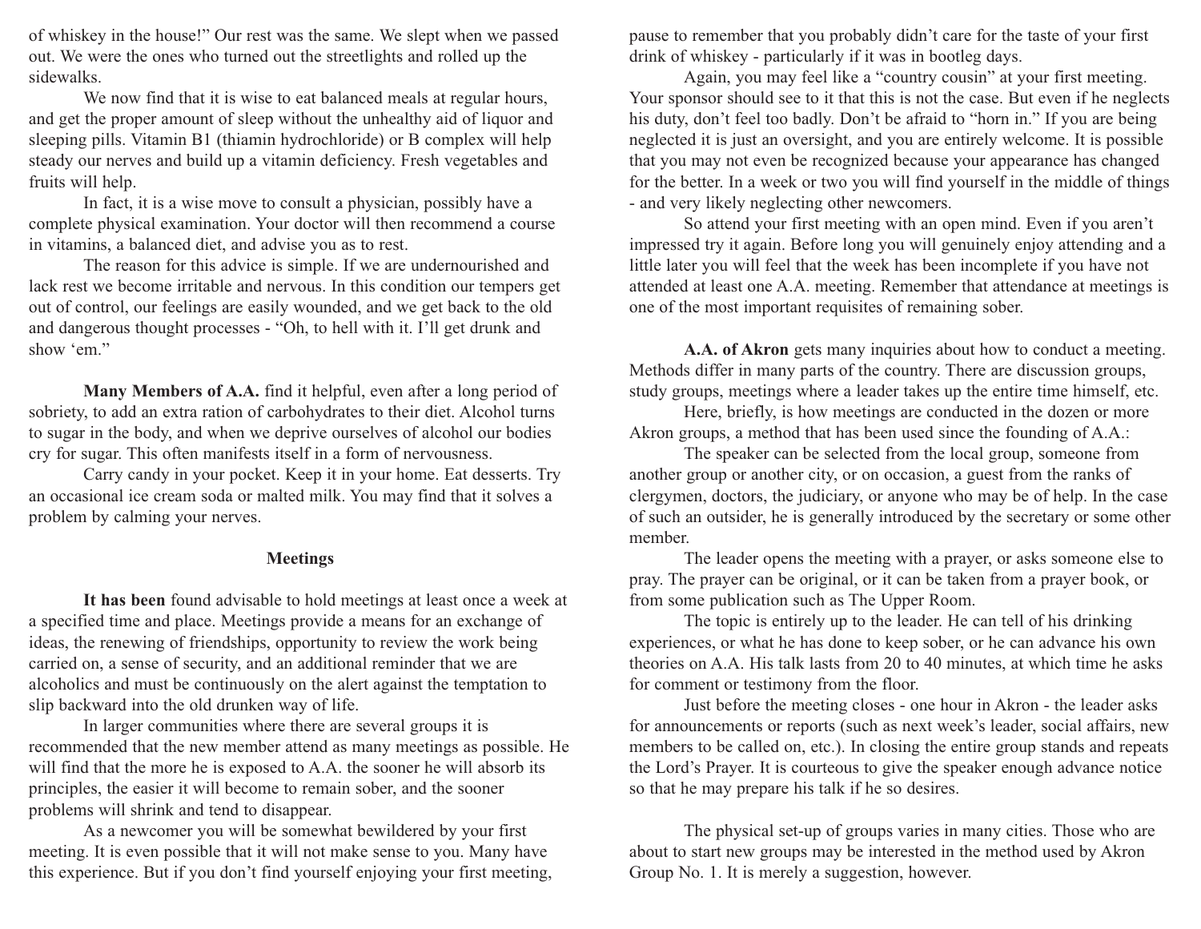of whiskey in the house!" Our rest was the same. We slept when we passed out. We were the ones who turned out the streetlights and rolled up the sidewalks.

We now find that it is wise to eat balanced meals at regular hours, and get the proper amount of sleep without the unhealthy aid of liquor and sleeping pills. Vitamin B1 (thiamin hydrochloride) or B complex will help steady our nerves and build up a vitamin deficiency. Fresh vegetables and fruits will help.

In fact, it is a wise move to consult a physician, possibly have a complete physical examination. Your doctor will then recommend a course in vitamins, a balanced diet, and advise you as to rest.

The reason for this advice is simple. If we are undernourished and lack rest we become irritable and nervous. In this condition our tempers get out of control, our feelings are easily wounded, and we get back to the old and dangerous thought processes - "Oh, to hell with it. I'll get drunk and show 'em."

**Many Members of A.A.** find it helpful, even after a long period of sobriety, to add an extra ration of carbohydrates to their diet. Alcohol turns to sugar in the body, and when we deprive ourselves of alcohol our bodies cry for sugar. This often manifests itself in a form of nervousness.

Carry candy in your pocket. Keep it in your home. Eat desserts. Try an occasional ice cream soda or malted milk. You may find that it solves a problem by calming your nerves.

## Meetings

**It has been** found advisable to hold meetings at least once a week at a specified time and place. Meetings provide a means for an exchange of ideas, the renewing of friendships, opportunity to review the work being carried on, a sense of security, and an additional reminder that we are alcoholics and must be continuously on the alert against the temptation to slip backward into the old drunken way of life.

In larger communities where there are several groups it is recommended that the new member attend as many meetings as possible. He will find that the more he is exposed to A.A. the sooner he will absorb its principles, the easier it will become to remain sober, and the sooner problems will shrink and tend to disappear.

As a newcomer you will be somewhat bewildered by your first meeting. It is even possible that it will not make sense to you. Many have this experience. But if you don't find yourself enjoying your first meeting, pause to remember that you probably didn't care for the taste of your first drink of whiskey - particularly if it was in bootleg days.

Again, you may feel like a "country cousin" at your first meeting. Your sponsor should see to it that this is not the case. But even if he neglects his duty, don't feel too badly. Don't be afraid to "horn in." If you are being neglected it is just an oversight, and you are entirely welcome. It is possible that you may not even be recognized because your appearance has changed for the better. In a week or two you will find yourself in the middle of things - and very likely neglecting other newcomers.

So attend your first meeting with an open mind. Even if you aren't impressed try it again. Before long you will genuinely enjoy attending and a little later you will feel that the week has been incomplete if you have not attended at least one A.A. meeting. Remember that attendance at meetings is one of the most important requisites of remaining sober.

**A.A. of Akron** gets many inquiries about how to conduct a meeting. Methods differ in many parts of the country. There are discussion groups, study groups, meetings where a leader takes up the entire time himself, etc.

Here, briefly, is how meetings are conducted in the dozen or more Akron groups, a method that has been used since the founding of A.A.:

The speaker can be selected from the local group, someone from another group or another city, or on occasion, a guest from the ranks of clergymen, doctors, the judiciary, or anyone who may be of help. In the case of such an outsider, he is generally introduced by the secretary or some other member.

The leader opens the meeting with a prayer, or asks someone else to pray. The prayer can be original, or it can be taken from a prayer book, or from some publication such as The Upper Room.

The topic is entirely up to the leader. He can tell of his drinking experiences, or what he has done to keep sober, or he can advance his own theories on A.A. His talk lasts from 20 to 40 minutes, at which time he asks for comment or testimony from the floor.

Just before the meeting closes - one hour in Akron - the leader asks for announcements or reports (such as next week's leader, social affairs, new members to be called on, etc.). In closing the entire group stands and repeats the Lord's Prayer. It is courteous to give the speaker enough advance notice so that he may prepare his talk if he so desires.

The physical set-up of groups varies in many cities. Those who are about to start new groups may be interested in the method used by Akron Group No. 1. It is merely a suggestion, however.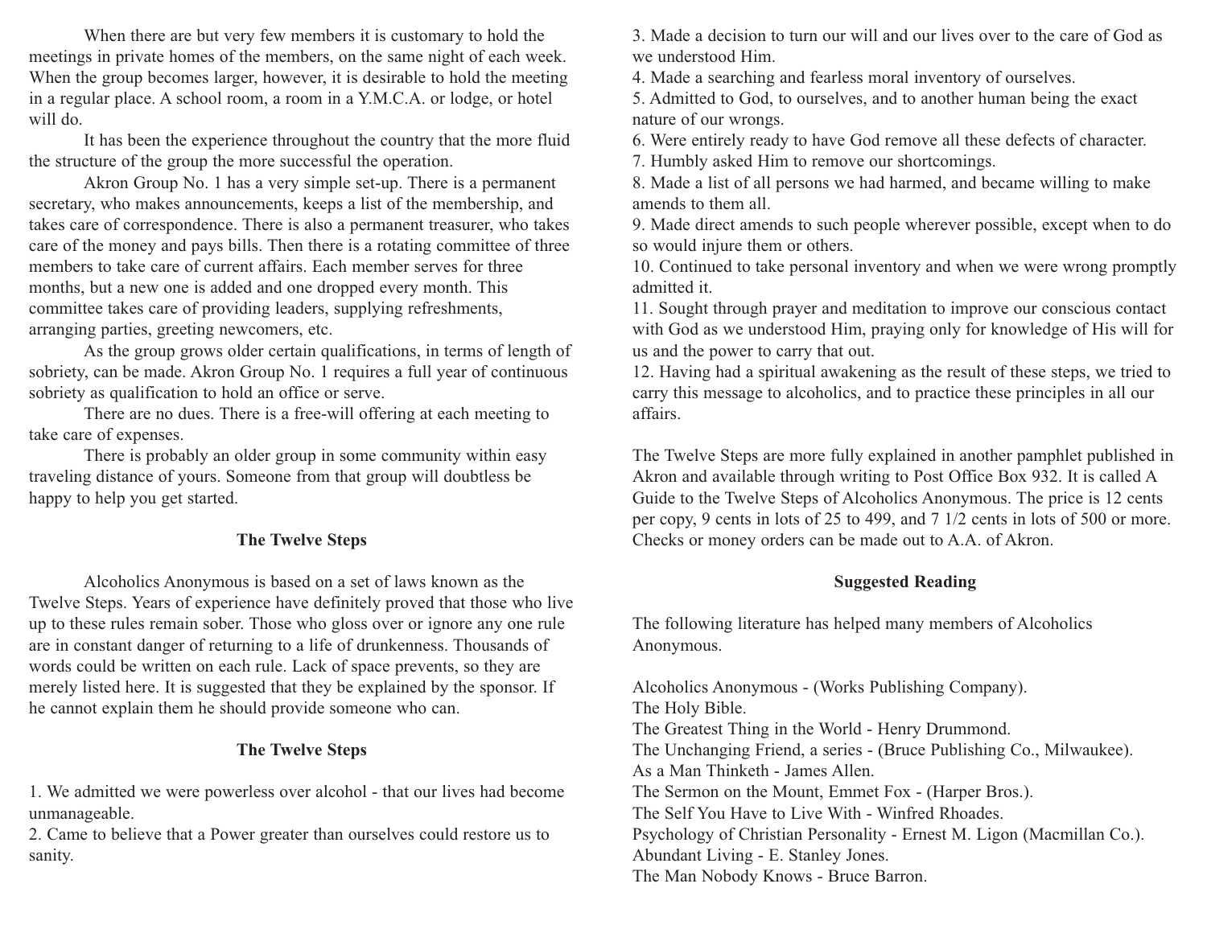When there are but very few members it is customary to hold the meetings in private homes of the members, on the same night of each week. When the group becomes larger, however, it is desirable to hold the meeting in a regular place. A school room, a room in a Y.M.C.A. or lodge, or hotel will do.

It has been the experience throughout the country that the more fluid the structure of the group the more successful the operation.

Akron Group No. 1 has a very simple set-up. There is a permanent secretary, who makes announcements, keeps a list of the membership, and takes care of correspondence. There is also a permanent treasurer, who takes care of the money and pays bills. Then there is a rotating committee of three members to take care of current affairs. Each member serves for three months, but a new one is added and one dropped every month. This committee takes care of providing leaders, supplying refreshments, arranging parties, greeting newcomers, etc.

As the group grows older certain qualifications, in terms of length of sobriety, can be made. Akron Group No. 1 requires a full year of continuous sobriety as qualification to hold an office or serve.

There are no dues. There is a free-will offering at each meeting to take care of expenses.

There is probably an older group in some community within easy traveling distance of yours. Someone from that group will doubtless be happy to help you get started.

**The Twelve Steps**

Alcoholics Anonymous is based on a set of laws known as the Twelve Steps. Years of experience have definitely proved that those who live up to these rules remain sober. Those who gloss over or ignore any one rule are in constant danger of returning to a life of drunkenness. Thousands of words could be written on each rule. Lack of space prevents, so they are merely listed here. It is suggested that they be explained by the sponsor. If he cannot explain them he should provide someone who can.

**The Twelve Steps**

1. We admitted we were powerless over alcohol - that our lives had become unmanageable.
2. Came to believe that a Power greater than ourselves could restore us to sanity.
3. Made a decision to turn our will and our lives over to the care of God as we understood Him.
4. Made a searching and fearless moral inventory of ourselves.
5. Admitted to God, to ourselves, and to another human being the exact nature of our wrongs.
6. Were entirely ready to have God remove all these defects of character.
7. Humbly asked Him to remove our shortcomings.
8. Made a list of all persons we had harmed, and became willing to make amends to them all.
9. Made direct amends to such people wherever possible, except when to do so would injure them or others.
10. Continued to take personal inventory and when we were wrong promptly admitted it.
11. Sought through prayer and meditation to improve our conscious contact with God as we understood Him, praying only for knowledge of His will for us and the power to carry that out.
12. Having had a spiritual awakening as the result of these steps, we tried to carry this message to alcoholics, and to practice these principles in all our affairs.

The Twelve Steps are more fully explained in another pamphlet published in Akron and available through writing to Post Office Box 932. It is called A Guide to the Twelve Steps of Alcoholics Anonymous. The price is 12 cents per copy, 9 cents in lots of 25 to 499, and 7 1/2 cents in lots of 500 or more. Checks or money orders can be made out to A.A. of Akron.

**Suggested Reading**

The following literature has helped many members of Alcoholics Anonymous.

Alcoholics Anonymous - (Works Publishing Company).
The Holy Bible.
The Greatest Thing in the World - Henry Drummond.
The Unchanging Friend, a series - (Bruce Publishing Co., Milwaukee).
As a Man Thinketh - James Allen.
The Sermon on the Mount, Emmet Fox - (Harper Bros.).
The Self You Have to Live With - Winfred Rhoades.
Psychology of Christian Personality - Ernest M. Ligon (Macmillan Co.).
Abundant Living - E. Stanley Jones.
The Man Nobody Knows - Bruce Barron.